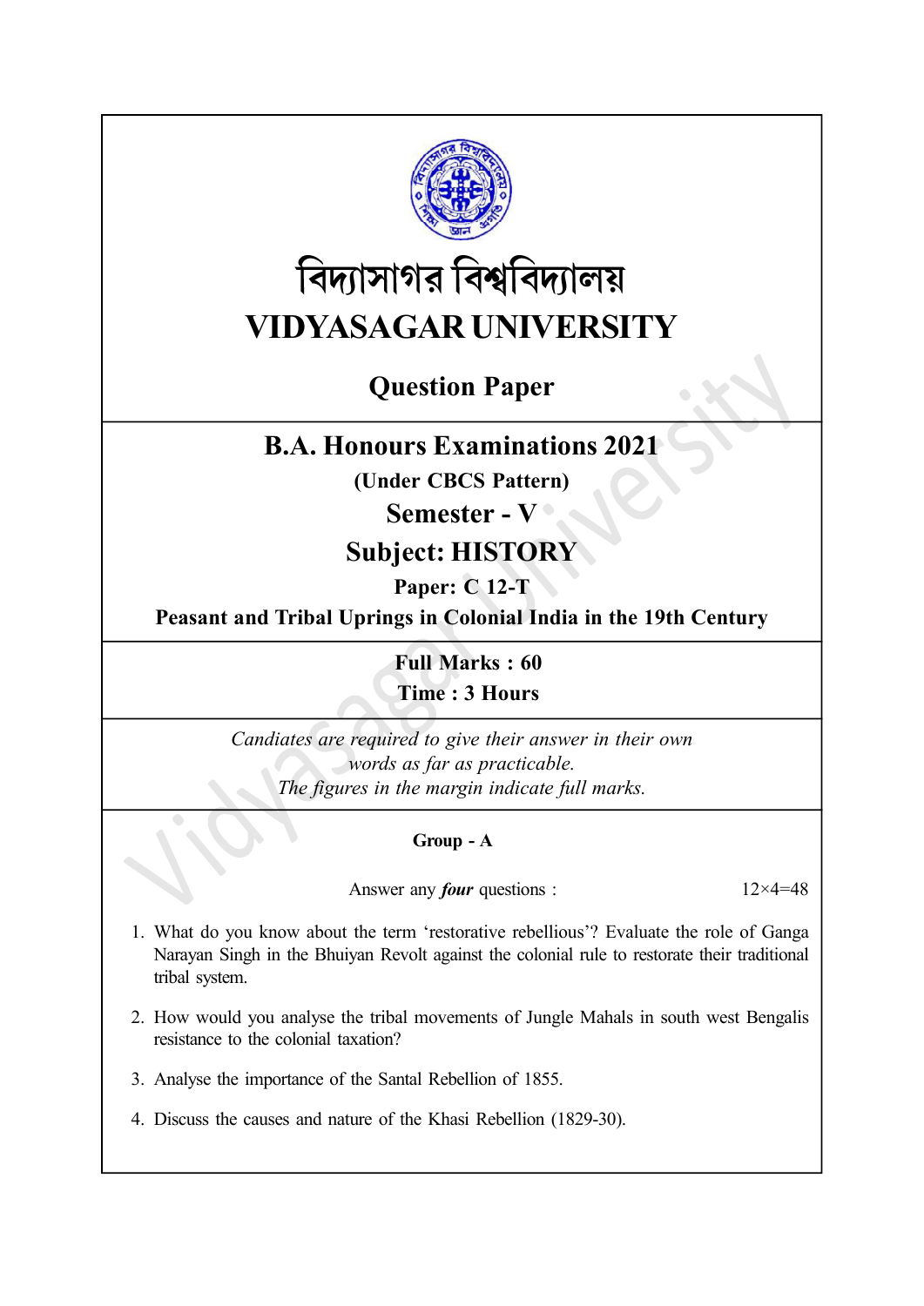# বিদ্যাসাগর বিশ্ববিদ্যালয়

# VIDYASAGAR UNIVERSITY

## Question Paper

## B.A. Honours Examinations 2021

**(Under CBCS Pattern)**

## Semester - V

## Subject: HISTORY

**Paper: C 12-T**

**Peasant and Tribal Uprings in Colonial India in the 19th Century**

**Full Marks : 60**

**Time : 3 Hours**

*Candiates are required to give their answer in their own words as far as practicable.*

*The figures in the margin indicate full marks.*

### Group - A

Answer any ***four*** questions : 12×4=48

1. What do you know about the term 'restorative rebellious'? Evaluate the role of Ganga Narayan Singh in the Bhuiyan Revolt against the colonial rule to restore their traditional tribal system.

2. How would you analyse the tribal movements of Jungle Mahals in south west Bengalis resistance to the colonial taxation?

3. Analyse the importance of the Santal Rebellion of 1855.

4. Discuss the causes and nature of the Khasi Rebellion (1829-30).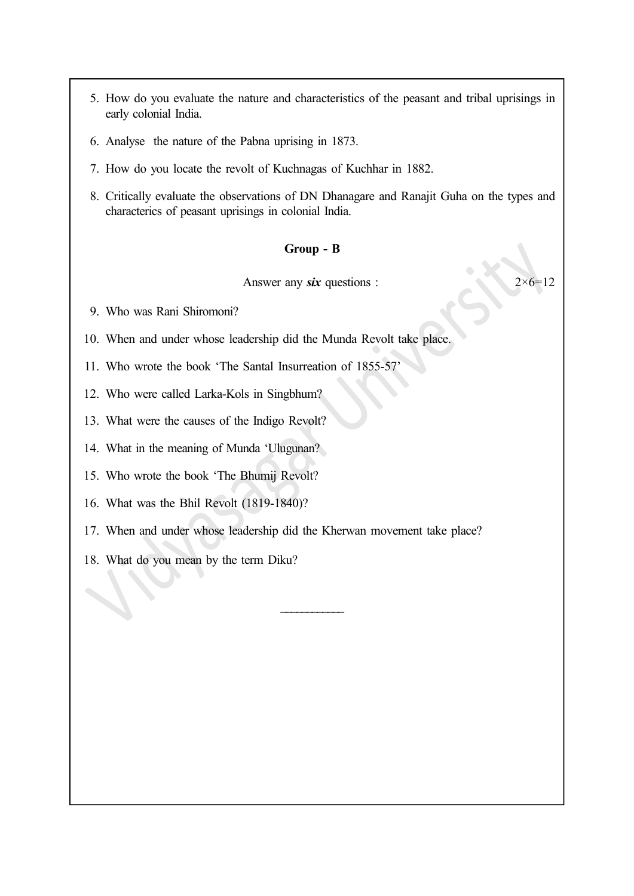5. How do you evaluate the nature and characteristics of the peasant and tribal uprisings in early colonial India.

6. Analyse the nature of the Pabna uprising in 1873.

7. How do you locate the revolt of Kuchnagas of Kuchhar in 1882.

8. Critically evaluate the observations of DN Dhanagare and Ranajit Guha on the types and characterics of peasant uprisings in colonial India.

**Group - B**

Answer any ***six*** questions : 2×6=12

9. Who was Rani Shiromoni?

10. When and under whose leadership did the Munda Revolt take place.

11. Who wrote the book 'The Santal Insurreation of 1855-57'

12. Who were called Larka-Kols in Singbhum?

13. What were the causes of the Indigo Revolt?

14. What in the meaning of Munda 'Ulugunan?

15. Who wrote the book 'The Bhumij Revolt?

16. What was the Bhil Revolt (1819-1840)?

17. When and under whose leadership did the Kherwan movement take place?

18. What do you mean by the term Diku?

————